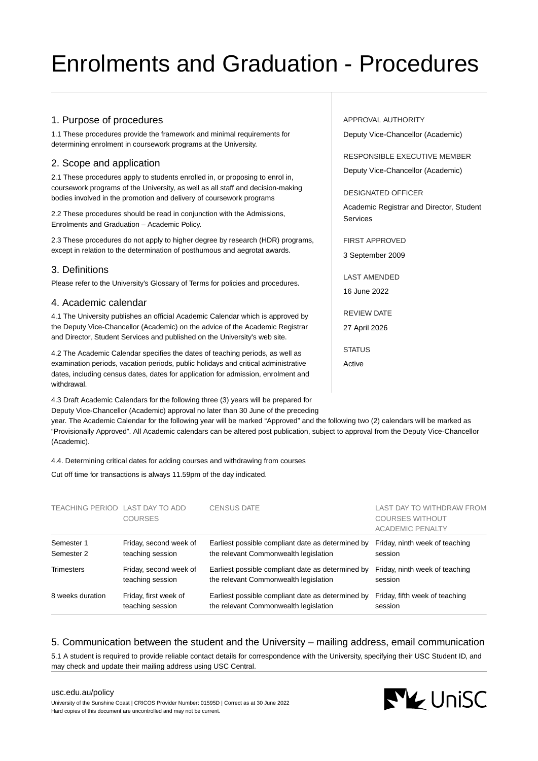# Enrolments and Graduation - Procedures

## 1. Purpose of procedures

1.1 These procedures provide the framework and minimal requirements for determining enrolment in coursework programs at the University.

## 2. Scope and application

2.1 These procedures apply to students enrolled in, or proposing to enrol in, coursework programs of the University, as well as all staff and decision-making bodies involved in the promotion and delivery of coursework programs

2.2 These procedures should be read in conjunction with the Admissions, Enrolments and Graduation – Academic Policy.

2.3 These procedures do not apply to higher degree by research (HDR) programs, except in relation to the determination of posthumous and aegrotat awards.

## 3. Definitions

Please refer to the University's Glossary of Terms for policies and procedures.

## 4. Academic calendar

4.1 The University publishes an official Academic Calendar which is approved by the Deputy Vice-Chancellor (Academic) on the advice of the Academic Registrar and Director, Student Services and published on the University's web site.

4.2 The Academic Calendar specifies the dates of teaching periods, as well as examination periods, vacation periods, public holidays and critical administrative dates, including census dates, dates for application for admission, enrolment and withdrawal.

4.3 Draft Academic Calendars for the following three (3) years will be prepared for Deputy Vice-Chancellor (Academic) approval no later than 30 June of the preceding year. The Academic Calendar for the following year will be marked "Approved" and the following two (2) calendars will be marked as "Provisionally Approved". All Academic calendars can be altered post publication, subject to approval from the Deputy Vice-Chancellor (Academic).

APPROVAL AUTHORITY
Deputy Vice-Chancellor (Academic)

RESPONSIBLE EXECUTIVE MEMBER
Deputy Vice-Chancellor (Academic)

DESIGNATED OFFICER
Academic Registrar and Director, Student Services

FIRST APPROVED
3 September 2009

LAST AMENDED
16 June 2022

REVIEW DATE
27 April 2026

STATUS
Active

4.4. Determining critical dates for adding courses and withdrawing from courses

Cut off time for transactions is always 11.59pm of the day indicated.

| TEACHING PERIOD | LAST DAY TO ADD COURSES | CENSUS DATE | LAST DAY TO WITHDRAW FROM COURSES WITHOUT ACADEMIC PENALTY |
|---|---|---|---|
| Semester 1<br>Semester 2 | Friday, second week of teaching session | Earliest possible compliant date as determined by the relevant Commonwealth legislation | Friday, ninth week of teaching session |
| Trimesters | Friday, second week of teaching session | Earliest possible compliant date as determined by the relevant Commonwealth legislation | Friday, ninth week of teaching session |
| 8 weeks duration | Friday, first week of teaching session | Earliest possible compliant date as determined by the relevant Commonwealth legislation | Friday, fifth week of teaching session |

## 5. Communication between the student and the University – mailing address, email communication

5.1 A student is required to provide reliable contact details for correspondence with the University, specifying their USC Student ID, and may check and update their mailing address using USC Central.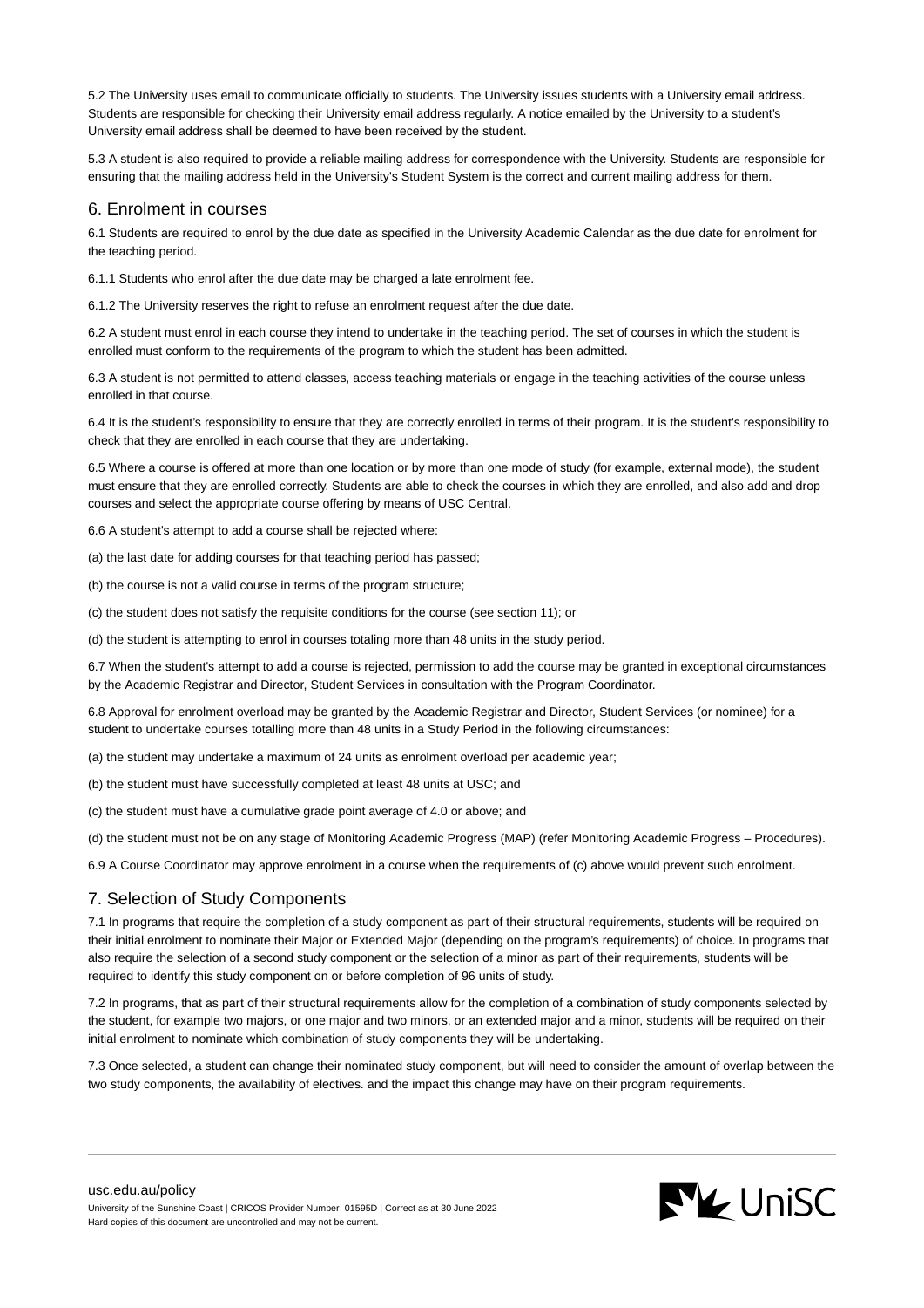5.2 The University uses email to communicate officially to students. The University issues students with a University email address. Students are responsible for checking their University email address regularly. A notice emailed by the University to a student's University email address shall be deemed to have been received by the student.

5.3 A student is also required to provide a reliable mailing address for correspondence with the University. Students are responsible for ensuring that the mailing address held in the University's Student System is the correct and current mailing address for them.

## 6. Enrolment in courses

6.1 Students are required to enrol by the due date as specified in the University Academic Calendar as the due date for enrolment for the teaching period.

6.1.1 Students who enrol after the due date may be charged a late enrolment fee.

6.1.2 The University reserves the right to refuse an enrolment request after the due date.

6.2 A student must enrol in each course they intend to undertake in the teaching period. The set of courses in which the student is enrolled must conform to the requirements of the program to which the student has been admitted.

6.3 A student is not permitted to attend classes, access teaching materials or engage in the teaching activities of the course unless enrolled in that course.

6.4 It is the student's responsibility to ensure that they are correctly enrolled in terms of their program. It is the student's responsibility to check that they are enrolled in each course that they are undertaking.

6.5 Where a course is offered at more than one location or by more than one mode of study (for example, external mode), the student must ensure that they are enrolled correctly. Students are able to check the courses in which they are enrolled, and also add and drop courses and select the appropriate course offering by means of USC Central.

6.6 A student's attempt to add a course shall be rejected where:

(a) the last date for adding courses for that teaching period has passed;

(b) the course is not a valid course in terms of the program structure;

(c) the student does not satisfy the requisite conditions for the course (see section 11); or

(d) the student is attempting to enrol in courses totaling more than 48 units in the study period.

6.7 When the student's attempt to add a course is rejected, permission to add the course may be granted in exceptional circumstances by the Academic Registrar and Director, Student Services in consultation with the Program Coordinator.

6.8 Approval for enrolment overload may be granted by the Academic Registrar and Director, Student Services (or nominee) for a student to undertake courses totalling more than 48 units in a Study Period in the following circumstances:

(a) the student may undertake a maximum of 24 units as enrolment overload per academic year;

(b) the student must have successfully completed at least 48 units at USC; and

(c) the student must have a cumulative grade point average of 4.0 or above; and

(d) the student must not be on any stage of Monitoring Academic Progress (MAP) (refer Monitoring Academic Progress – Procedures).

6.9 A Course Coordinator may approve enrolment in a course when the requirements of (c) above would prevent such enrolment.

## 7. Selection of Study Components

7.1 In programs that require the completion of a study component as part of their structural requirements, students will be required on their initial enrolment to nominate their Major or Extended Major (depending on the program's requirements) of choice. In programs that also require the selection of a second study component or the selection of a minor as part of their requirements, students will be required to identify this study component on or before completion of 96 units of study.

7.2 In programs, that as part of their structural requirements allow for the completion of a combination of study components selected by the student, for example two majors, or one major and two minors, or an extended major and a minor, students will be required on their initial enrolment to nominate which combination of study components they will be undertaking.

7.3 Once selected, a student can change their nominated study component, but will need to consider the amount of overlap between the two study components, the availability of electives. and the impact this change may have on their program requirements.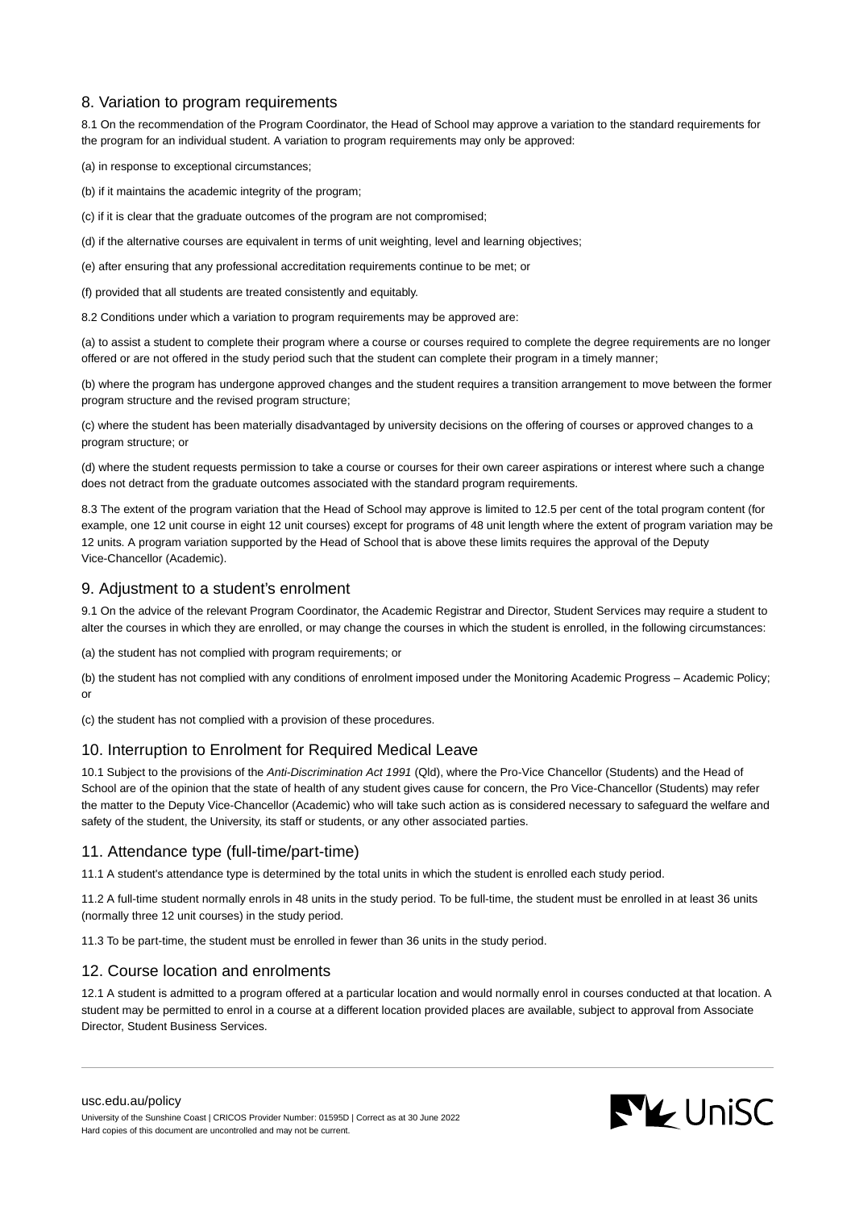## 8. Variation to program requirements

8.1 On the recommendation of the Program Coordinator, the Head of School may approve a variation to the standard requirements for the program for an individual student. A variation to program requirements may only be approved:

(a) in response to exceptional circumstances;

(b) if it maintains the academic integrity of the program;

(c) if it is clear that the graduate outcomes of the program are not compromised;

(d) if the alternative courses are equivalent in terms of unit weighting, level and learning objectives;

(e) after ensuring that any professional accreditation requirements continue to be met; or

(f) provided that all students are treated consistently and equitably.

8.2 Conditions under which a variation to program requirements may be approved are:

(a) to assist a student to complete their program where a course or courses required to complete the degree requirements are no longer offered or are not offered in the study period such that the student can complete their program in a timely manner;

(b) where the program has undergone approved changes and the student requires a transition arrangement to move between the former program structure and the revised program structure;

(c) where the student has been materially disadvantaged by university decisions on the offering of courses or approved changes to a program structure; or

(d) where the student requests permission to take a course or courses for their own career aspirations or interest where such a change does not detract from the graduate outcomes associated with the standard program requirements.

8.3 The extent of the program variation that the Head of School may approve is limited to 12.5 per cent of the total program content (for example, one 12 unit course in eight 12 unit courses) except for programs of 48 unit length where the extent of program variation may be 12 units. A program variation supported by the Head of School that is above these limits requires the approval of the Deputy Vice-Chancellor (Academic).

## 9. Adjustment to a student's enrolment

9.1 On the advice of the relevant Program Coordinator, the Academic Registrar and Director, Student Services may require a student to alter the courses in which they are enrolled, or may change the courses in which the student is enrolled, in the following circumstances:

(a) the student has not complied with program requirements; or

(b) the student has not complied with any conditions of enrolment imposed under the Monitoring Academic Progress – Academic Policy; or

(c) the student has not complied with a provision of these procedures.

## 10. Interruption to Enrolment for Required Medical Leave

10.1 Subject to the provisions of the *Anti-Discrimination Act 1991* (Qld), where the Pro-Vice Chancellor (Students) and the Head of School are of the opinion that the state of health of any student gives cause for concern, the Pro Vice-Chancellor (Students) may refer the matter to the Deputy Vice-Chancellor (Academic) who will take such action as is considered necessary to safeguard the welfare and safety of the student, the University, its staff or students, or any other associated parties.

## 11. Attendance type (full-time/part-time)

11.1 A student's attendance type is determined by the total units in which the student is enrolled each study period.

11.2 A full-time student normally enrols in 48 units in the study period. To be full-time, the student must be enrolled in at least 36 units (normally three 12 unit courses) in the study period.

11.3 To be part-time, the student must be enrolled in fewer than 36 units in the study period.

## 12. Course location and enrolments

12.1 A student is admitted to a program offered at a particular location and would normally enrol in courses conducted at that location. A student may be permitted to enrol in a course at a different location provided places are available, subject to approval from Associate Director, Student Business Services.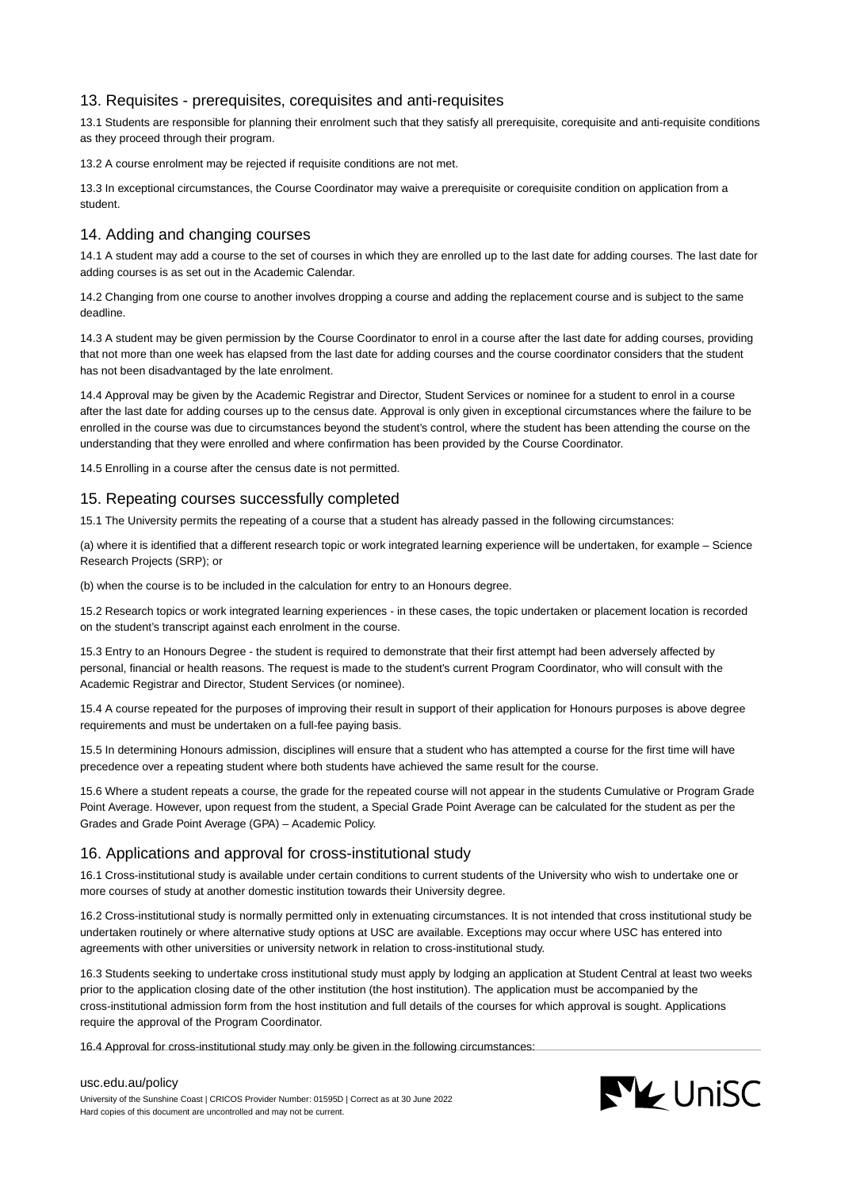## 13. Requisites - prerequisites, corequisites and anti-requisites

13.1 Students are responsible for planning their enrolment such that they satisfy all prerequisite, corequisite and anti-requisite conditions as they proceed through their program.

13.2 A course enrolment may be rejected if requisite conditions are not met.

13.3 In exceptional circumstances, the Course Coordinator may waive a prerequisite or corequisite condition on application from a student.

## 14. Adding and changing courses

14.1 A student may add a course to the set of courses in which they are enrolled up to the last date for adding courses. The last date for adding courses is as set out in the Academic Calendar.

14.2 Changing from one course to another involves dropping a course and adding the replacement course and is subject to the same deadline.

14.3 A student may be given permission by the Course Coordinator to enrol in a course after the last date for adding courses, providing that not more than one week has elapsed from the last date for adding courses and the course coordinator considers that the student has not been disadvantaged by the late enrolment.

14.4 Approval may be given by the Academic Registrar and Director, Student Services or nominee for a student to enrol in a course after the last date for adding courses up to the census date. Approval is only given in exceptional circumstances where the failure to be enrolled in the course was due to circumstances beyond the student's control, where the student has been attending the course on the understanding that they were enrolled and where confirmation has been provided by the Course Coordinator.

14.5 Enrolling in a course after the census date is not permitted.

## 15. Repeating courses successfully completed

15.1 The University permits the repeating of a course that a student has already passed in the following circumstances:

(a) where it is identified that a different research topic or work integrated learning experience will be undertaken, for example – Science Research Projects (SRP); or

(b) when the course is to be included in the calculation for entry to an Honours degree.

15.2 Research topics or work integrated learning experiences - in these cases, the topic undertaken or placement location is recorded on the student's transcript against each enrolment in the course.

15.3 Entry to an Honours Degree - the student is required to demonstrate that their first attempt had been adversely affected by personal, financial or health reasons. The request is made to the student's current Program Coordinator, who will consult with the Academic Registrar and Director, Student Services (or nominee).

15.4 A course repeated for the purposes of improving their result in support of their application for Honours purposes is above degree requirements and must be undertaken on a full-fee paying basis.

15.5 In determining Honours admission, disciplines will ensure that a student who has attempted a course for the first time will have precedence over a repeating student where both students have achieved the same result for the course.

15.6 Where a student repeats a course, the grade for the repeated course will not appear in the students Cumulative or Program Grade Point Average. However, upon request from the student, a Special Grade Point Average can be calculated for the student as per the Grades and Grade Point Average (GPA) – Academic Policy.

## 16. Applications and approval for cross-institutional study

16.1 Cross-institutional study is available under certain conditions to current students of the University who wish to undertake one or more courses of study at another domestic institution towards their University degree.

16.2 Cross-institutional study is normally permitted only in extenuating circumstances. It is not intended that cross institutional study be undertaken routinely or where alternative study options at USC are available. Exceptions may occur where USC has entered into agreements with other universities or university network in relation to cross-institutional study.

16.3 Students seeking to undertake cross institutional study must apply by lodging an application at Student Central at least two weeks prior to the application closing date of the other institution (the host institution). The application must be accompanied by the cross-institutional admission form from the host institution and full details of the courses for which approval is sought. Applications require the approval of the Program Coordinator.

16.4 Approval for cross-institutional study may only be given in the following circumstances: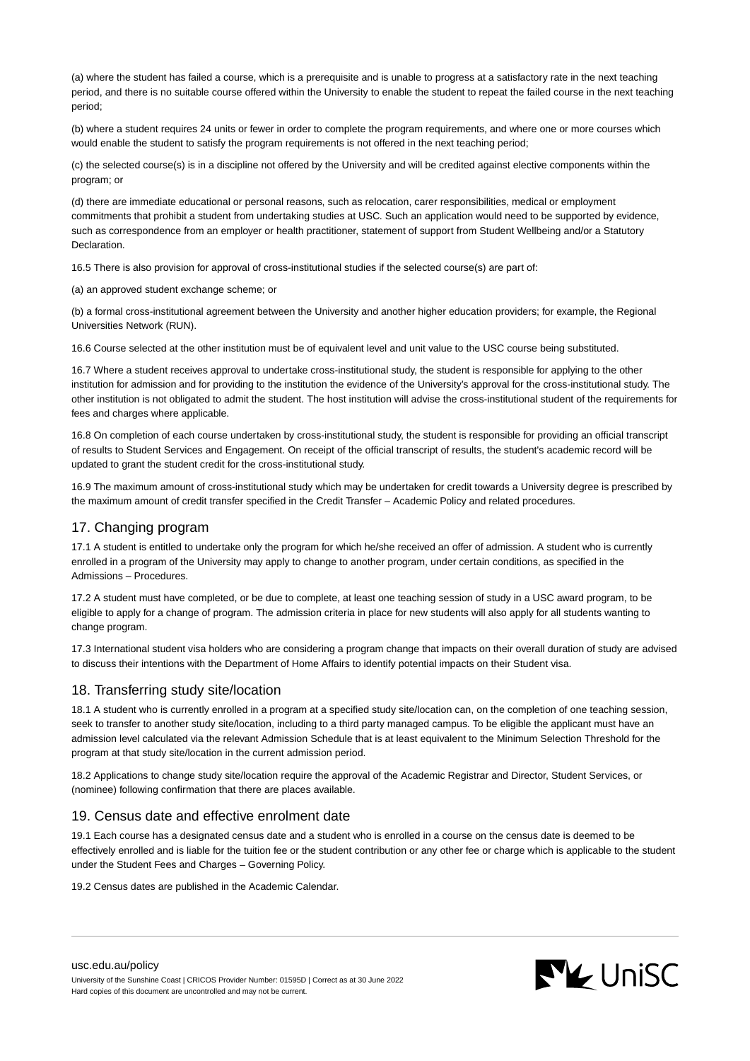(a) where the student has failed a course, which is a prerequisite and is unable to progress at a satisfactory rate in the next teaching period, and there is no suitable course offered within the University to enable the student to repeat the failed course in the next teaching period;

(b) where a student requires 24 units or fewer in order to complete the program requirements, and where one or more courses which would enable the student to satisfy the program requirements is not offered in the next teaching period;

(c) the selected course(s) is in a discipline not offered by the University and will be credited against elective components within the program; or

(d) there are immediate educational or personal reasons, such as relocation, carer responsibilities, medical or employment commitments that prohibit a student from undertaking studies at USC. Such an application would need to be supported by evidence, such as correspondence from an employer or health practitioner, statement of support from Student Wellbeing and/or a Statutory Declaration.

16.5 There is also provision for approval of cross-institutional studies if the selected course(s) are part of:

(a) an approved student exchange scheme; or

(b) a formal cross-institutional agreement between the University and another higher education providers; for example, the Regional Universities Network (RUN).

16.6 Course selected at the other institution must be of equivalent level and unit value to the USC course being substituted.

16.7 Where a student receives approval to undertake cross-institutional study, the student is responsible for applying to the other institution for admission and for providing to the institution the evidence of the University's approval for the cross-institutional study. The other institution is not obligated to admit the student. The host institution will advise the cross-institutional student of the requirements for fees and charges where applicable.

16.8 On completion of each course undertaken by cross-institutional study, the student is responsible for providing an official transcript of results to Student Services and Engagement. On receipt of the official transcript of results, the student's academic record will be updated to grant the student credit for the cross-institutional study.

16.9 The maximum amount of cross-institutional study which may be undertaken for credit towards a University degree is prescribed by the maximum amount of credit transfer specified in the Credit Transfer – Academic Policy and related procedures.

## 17. Changing program

17.1 A student is entitled to undertake only the program for which he/she received an offer of admission. A student who is currently enrolled in a program of the University may apply to change to another program, under certain conditions, as specified in the Admissions – Procedures.

17.2 A student must have completed, or be due to complete, at least one teaching session of study in a USC award program, to be eligible to apply for a change of program. The admission criteria in place for new students will also apply for all students wanting to change program.

17.3 International student visa holders who are considering a program change that impacts on their overall duration of study are advised to discuss their intentions with the Department of Home Affairs to identify potential impacts on their Student visa.

## 18. Transferring study site/location

18.1 A student who is currently enrolled in a program at a specified study site/location can, on the completion of one teaching session, seek to transfer to another study site/location, including to a third party managed campus. To be eligible the applicant must have an admission level calculated via the relevant Admission Schedule that is at least equivalent to the Minimum Selection Threshold for the program at that study site/location in the current admission period.

18.2 Applications to change study site/location require the approval of the Academic Registrar and Director, Student Services, or (nominee) following confirmation that there are places available.

## 19. Census date and effective enrolment date

19.1 Each course has a designated census date and a student who is enrolled in a course on the census date is deemed to be effectively enrolled and is liable for the tuition fee or the student contribution or any other fee or charge which is applicable to the student under the Student Fees and Charges – Governing Policy.

19.2 Census dates are published in the Academic Calendar.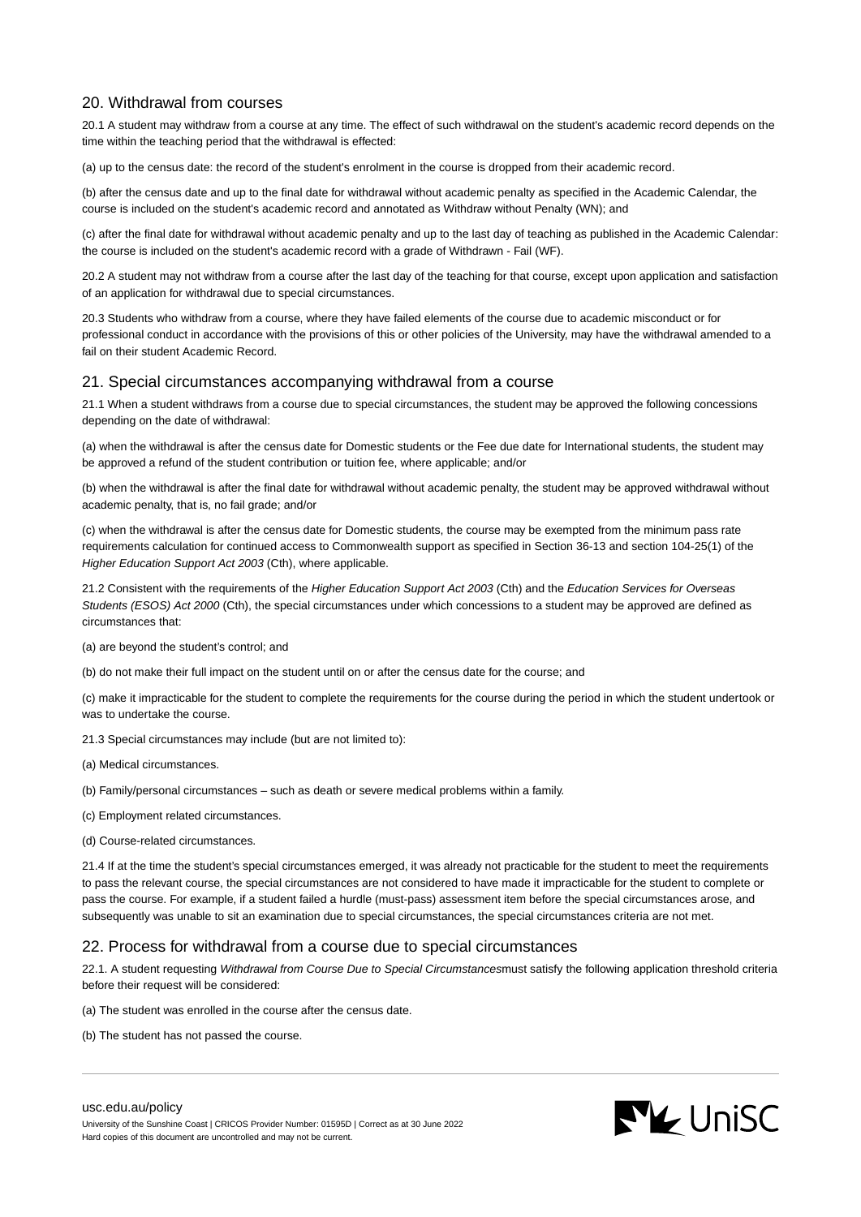## 20. Withdrawal from courses

20.1 A student may withdraw from a course at any time. The effect of such withdrawal on the student's academic record depends on the time within the teaching period that the withdrawal is effected:

(a) up to the census date: the record of the student's enrolment in the course is dropped from their academic record.

(b) after the census date and up to the final date for withdrawal without academic penalty as specified in the Academic Calendar, the course is included on the student's academic record and annotated as Withdraw without Penalty (WN); and

(c) after the final date for withdrawal without academic penalty and up to the last day of teaching as published in the Academic Calendar: the course is included on the student's academic record with a grade of Withdrawn - Fail (WF).

20.2 A student may not withdraw from a course after the last day of the teaching for that course, except upon application and satisfaction of an application for withdrawal due to special circumstances.

20.3 Students who withdraw from a course, where they have failed elements of the course due to academic misconduct or for professional conduct in accordance with the provisions of this or other policies of the University, may have the withdrawal amended to a fail on their student Academic Record.

## 21. Special circumstances accompanying withdrawal from a course

21.1 When a student withdraws from a course due to special circumstances, the student may be approved the following concessions depending on the date of withdrawal:

(a) when the withdrawal is after the census date for Domestic students or the Fee due date for International students, the student may be approved a refund of the student contribution or tuition fee, where applicable; and/or

(b) when the withdrawal is after the final date for withdrawal without academic penalty, the student may be approved withdrawal without academic penalty, that is, no fail grade; and/or

(c) when the withdrawal is after the census date for Domestic students, the course may be exempted from the minimum pass rate requirements calculation for continued access to Commonwealth support as specified in Section 36-13 and section 104-25(1) of the *Higher Education Support Act 2003* (Cth), where applicable.

21.2 Consistent with the requirements of the *Higher Education Support Act 2003* (Cth) and the *Education Services for Overseas Students (ESOS) Act 2000* (Cth), the special circumstances under which concessions to a student may be approved are defined as circumstances that:

(a) are beyond the student's control; and

(b) do not make their full impact on the student until on or after the census date for the course; and

(c) make it impracticable for the student to complete the requirements for the course during the period in which the student undertook or was to undertake the course.

21.3 Special circumstances may include (but are not limited to):

(a) Medical circumstances.

(b) Family/personal circumstances – such as death or severe medical problems within a family.

(c) Employment related circumstances.

(d) Course-related circumstances.

21.4 If at the time the student's special circumstances emerged, it was already not practicable for the student to meet the requirements to pass the relevant course, the special circumstances are not considered to have made it impracticable for the student to complete or pass the course. For example, if a student failed a hurdle (must-pass) assessment item before the special circumstances arose, and subsequently was unable to sit an examination due to special circumstances, the special circumstances criteria are not met.

## 22. Process for withdrawal from a course due to special circumstances

22.1. A student requesting *Withdrawal from Course Due to Special Circumstances*must satisfy the following application threshold criteria before their request will be considered:

(a) The student was enrolled in the course after the census date.

(b) The student has not passed the course.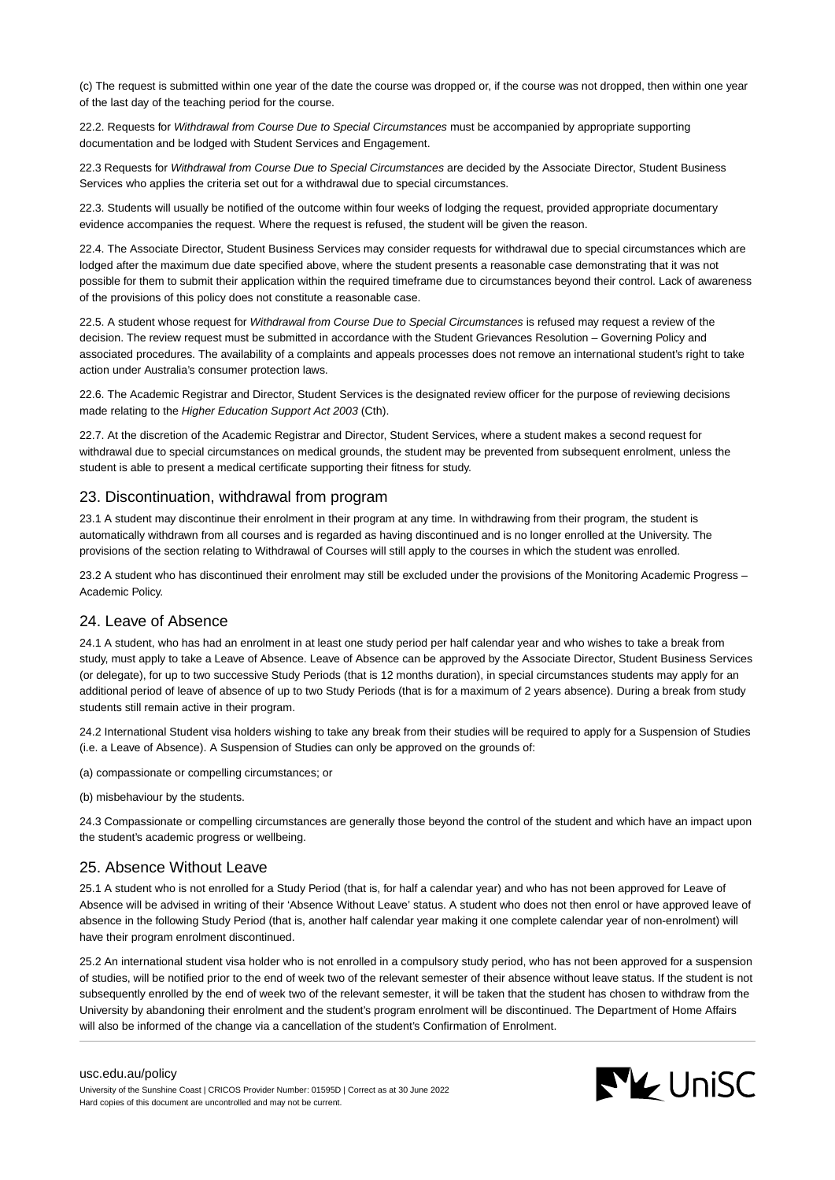(c) The request is submitted within one year of the date the course was dropped or, if the course was not dropped, then within one year of the last day of the teaching period for the course.

22.2. Requests for *Withdrawal from Course Due to Special Circumstances* must be accompanied by appropriate supporting documentation and be lodged with Student Services and Engagement.

22.3 Requests for *Withdrawal from Course Due to Special Circumstances* are decided by the Associate Director, Student Business Services who applies the criteria set out for a withdrawal due to special circumstances.

22.3. Students will usually be notified of the outcome within four weeks of lodging the request, provided appropriate documentary evidence accompanies the request. Where the request is refused, the student will be given the reason.

22.4. The Associate Director, Student Business Services may consider requests for withdrawal due to special circumstances which are lodged after the maximum due date specified above, where the student presents a reasonable case demonstrating that it was not possible for them to submit their application within the required timeframe due to circumstances beyond their control. Lack of awareness of the provisions of this policy does not constitute a reasonable case.

22.5. A student whose request for *Withdrawal from Course Due to Special Circumstances* is refused may request a review of the decision. The review request must be submitted in accordance with the Student Grievances Resolution – Governing Policy and associated procedures. The availability of a complaints and appeals processes does not remove an international student's right to take action under Australia's consumer protection laws.

22.6. The Academic Registrar and Director, Student Services is the designated review officer for the purpose of reviewing decisions made relating to the *Higher Education Support Act 2003* (Cth).

22.7. At the discretion of the Academic Registrar and Director, Student Services, where a student makes a second request for withdrawal due to special circumstances on medical grounds, the student may be prevented from subsequent enrolment, unless the student is able to present a medical certificate supporting their fitness for study.

## 23. Discontinuation, withdrawal from program

23.1 A student may discontinue their enrolment in their program at any time. In withdrawing from their program, the student is automatically withdrawn from all courses and is regarded as having discontinued and is no longer enrolled at the University. The provisions of the section relating to Withdrawal of Courses will still apply to the courses in which the student was enrolled.

23.2 A student who has discontinued their enrolment may still be excluded under the provisions of the Monitoring Academic Progress – Academic Policy.

## 24. Leave of Absence

24.1 A student, who has had an enrolment in at least one study period per half calendar year and who wishes to take a break from study, must apply to take a Leave of Absence. Leave of Absence can be approved by the Associate Director, Student Business Services (or delegate), for up to two successive Study Periods (that is 12 months duration), in special circumstances students may apply for an additional period of leave of absence of up to two Study Periods (that is for a maximum of 2 years absence). During a break from study students still remain active in their program.

24.2 International Student visa holders wishing to take any break from their studies will be required to apply for a Suspension of Studies (i.e. a Leave of Absence). A Suspension of Studies can only be approved on the grounds of:

(a) compassionate or compelling circumstances; or

(b) misbehaviour by the students.

24.3 Compassionate or compelling circumstances are generally those beyond the control of the student and which have an impact upon the student's academic progress or wellbeing.

## 25. Absence Without Leave

25.1 A student who is not enrolled for a Study Period (that is, for half a calendar year) and who has not been approved for Leave of Absence will be advised in writing of their 'Absence Without Leave' status. A student who does not then enrol or have approved leave of absence in the following Study Period (that is, another half calendar year making it one complete calendar year of non-enrolment) will have their program enrolment discontinued.

25.2 An international student visa holder who is not enrolled in a compulsory study period, who has not been approved for a suspension of studies, will be notified prior to the end of week two of the relevant semester of their absence without leave status. If the student is not subsequently enrolled by the end of week two of the relevant semester, it will be taken that the student has chosen to withdraw from the University by abandoning their enrolment and the student's program enrolment will be discontinued. The Department of Home Affairs will also be informed of the change via a cancellation of the student's Confirmation of Enrolment.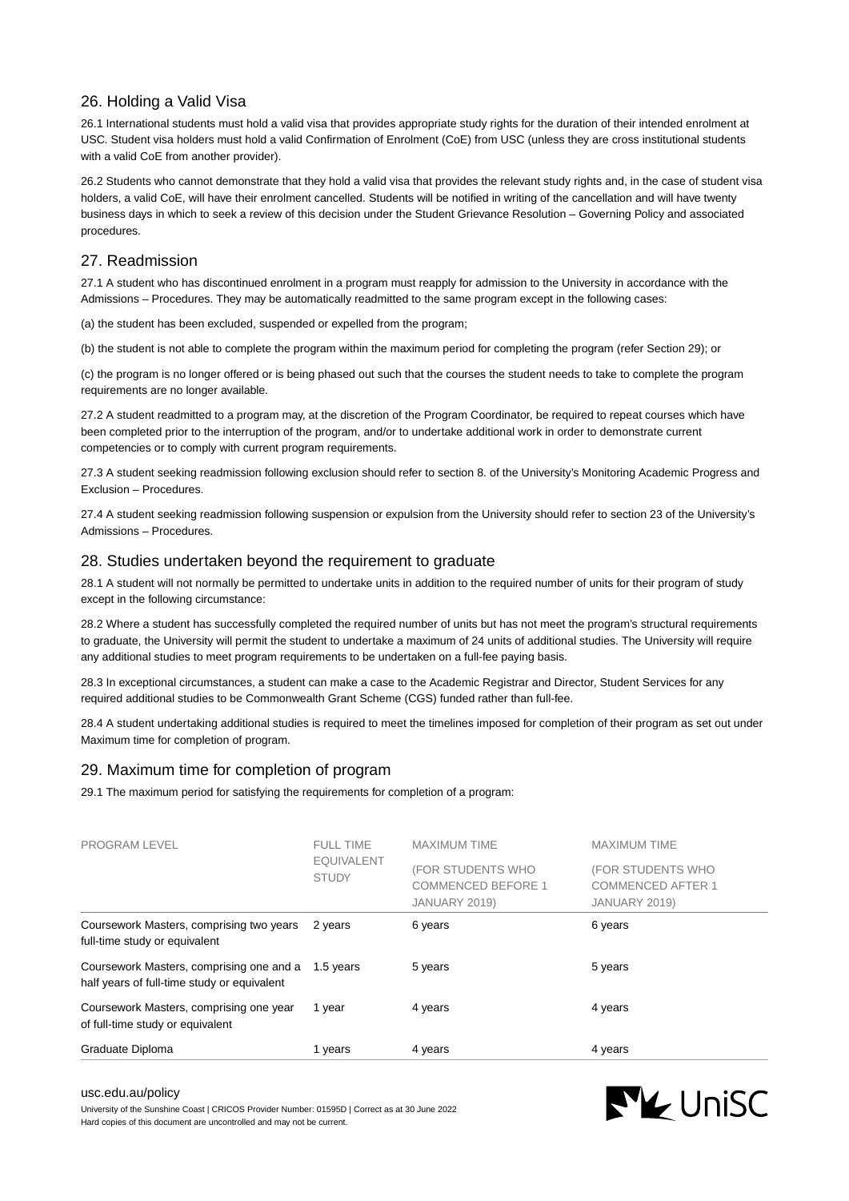## 26. Holding a Valid Visa

26.1 International students must hold a valid visa that provides appropriate study rights for the duration of their intended enrolment at USC. Student visa holders must hold a valid Confirmation of Enrolment (CoE) from USC (unless they are cross institutional students with a valid CoE from another provider).

26.2 Students who cannot demonstrate that they hold a valid visa that provides the relevant study rights and, in the case of student visa holders, a valid CoE, will have their enrolment cancelled. Students will be notified in writing of the cancellation and will have twenty business days in which to seek a review of this decision under the Student Grievance Resolution – Governing Policy and associated procedures.

## 27. Readmission

27.1 A student who has discontinued enrolment in a program must reapply for admission to the University in accordance with the Admissions – Procedures. They may be automatically readmitted to the same program except in the following cases:

(a) the student has been excluded, suspended or expelled from the program;

(b) the student is not able to complete the program within the maximum period for completing the program (refer Section 29); or

(c) the program is no longer offered or is being phased out such that the courses the student needs to take to complete the program requirements are no longer available.

27.2 A student readmitted to a program may, at the discretion of the Program Coordinator, be required to repeat courses which have been completed prior to the interruption of the program, and/or to undertake additional work in order to demonstrate current competencies or to comply with current program requirements.

27.3 A student seeking readmission following exclusion should refer to section 8. of the University's Monitoring Academic Progress and Exclusion – Procedures.

27.4 A student seeking readmission following suspension or expulsion from the University should refer to section 23 of the University's Admissions – Procedures.

## 28. Studies undertaken beyond the requirement to graduate

28.1 A student will not normally be permitted to undertake units in addition to the required number of units for their program of study except in the following circumstance:

28.2 Where a student has successfully completed the required number of units but has not meet the program's structural requirements to graduate, the University will permit the student to undertake a maximum of 24 units of additional studies. The University will require any additional studies to meet program requirements to be undertaken on a full-fee paying basis.

28.3 In exceptional circumstances, a student can make a case to the Academic Registrar and Director, Student Services for any required additional studies to be Commonwealth Grant Scheme (CGS) funded rather than full-fee.

28.4 A student undertaking additional studies is required to meet the timelines imposed for completion of their program as set out under Maximum time for completion of program.

## 29. Maximum time for completion of program

29.1 The maximum period for satisfying the requirements for completion of a program:

| PROGRAM LEVEL | FULL TIME EQUIVALENT STUDY | MAXIMUM TIME (FOR STUDENTS WHO COMMENCED BEFORE 1 JANUARY 2019) | MAXIMUM TIME (FOR STUDENTS WHO COMMENCED AFTER 1 JANUARY 2019) |
|---|---|---|---|
| Coursework Masters, comprising two years full-time study or equivalent | 2 years | 6 years | 6 years |
| Coursework Masters, comprising one and a half years of full-time study or equivalent | 1.5 years | 5 years | 5 years |
| Coursework Masters, comprising one year of full-time study or equivalent | 1 year | 4 years | 4 years |
| Graduate Diploma | 1 years | 4 years | 4 years |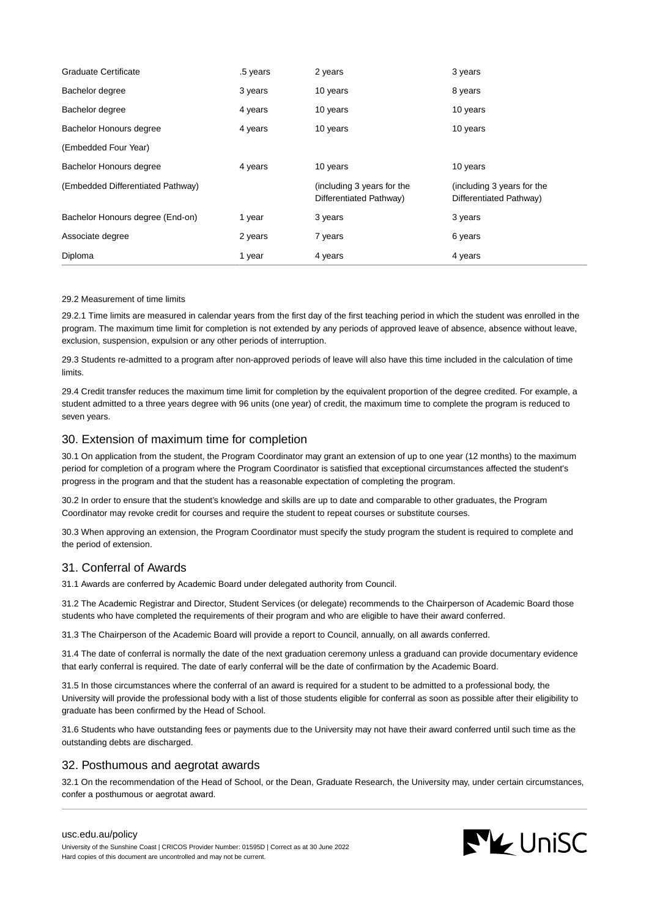| | | | |
|---|---|---|---|
| Graduate Certificate | .5 years | 2 years | 3 years |
| Bachelor degree | 3 years | 10 years | 8 years |
| Bachelor degree | 4 years | 10 years | 10 years |
| Bachelor Honours degree (Embedded Four Year) | 4 years | 10 years | 10 years |
| Bachelor Honours degree (Embedded Differentiated Pathway) | 4 years | 10 years (including 3 years for the Differentiated Pathway) | 10 years (including 3 years for the Differentiated Pathway) |
| Bachelor Honours degree (End-on) | 1 year | 3 years | 3 years |
| Associate degree | 2 years | 7 years | 6 years |
| Diploma | 1 year | 4 years | 4 years |

29.2 Measurement of time limits

29.2.1 Time limits are measured in calendar years from the first day of the first teaching period in which the student was enrolled in the program. The maximum time limit for completion is not extended by any periods of approved leave of absence, absence without leave, exclusion, suspension, expulsion or any other periods of interruption.

29.3 Students re-admitted to a program after non-approved periods of leave will also have this time included in the calculation of time limits.

29.4 Credit transfer reduces the maximum time limit for completion by the equivalent proportion of the degree credited. For example, a student admitted to a three years degree with 96 units (one year) of credit, the maximum time to complete the program is reduced to seven years.

## 30. Extension of maximum time for completion

30.1 On application from the student, the Program Coordinator may grant an extension of up to one year (12 months) to the maximum period for completion of a program where the Program Coordinator is satisfied that exceptional circumstances affected the student's progress in the program and that the student has a reasonable expectation of completing the program.

30.2 In order to ensure that the student's knowledge and skills are up to date and comparable to other graduates, the Program Coordinator may revoke credit for courses and require the student to repeat courses or substitute courses.

30.3 When approving an extension, the Program Coordinator must specify the study program the student is required to complete and the period of extension.

## 31. Conferral of Awards

31.1 Awards are conferred by Academic Board under delegated authority from Council.

31.2 The Academic Registrar and Director, Student Services (or delegate) recommends to the Chairperson of Academic Board those students who have completed the requirements of their program and who are eligible to have their award conferred.

31.3 The Chairperson of the Academic Board will provide a report to Council, annually, on all awards conferred.

31.4 The date of conferral is normally the date of the next graduation ceremony unless a graduand can provide documentary evidence that early conferral is required. The date of early conferral will be the date of confirmation by the Academic Board.

31.5 In those circumstances where the conferral of an award is required for a student to be admitted to a professional body, the University will provide the professional body with a list of those students eligible for conferral as soon as possible after their eligibility to graduate has been confirmed by the Head of School.

31.6 Students who have outstanding fees or payments due to the University may not have their award conferred until such time as the outstanding debts are discharged.

## 32. Posthumous and aegrotat awards

32.1 On the recommendation of the Head of School, or the Dean, Graduate Research, the University may, under certain circumstances, confer a posthumous or aegrotat award.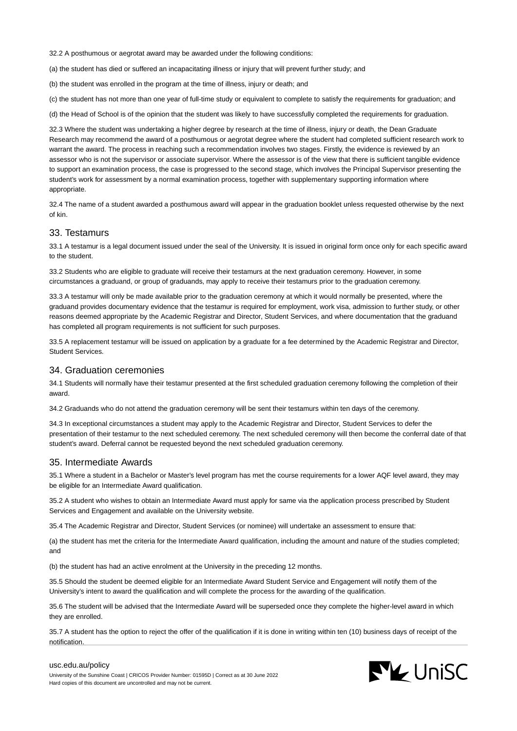32.2 A posthumous or aegrotat award may be awarded under the following conditions:

(a) the student has died or suffered an incapacitating illness or injury that will prevent further study; and

(b) the student was enrolled in the program at the time of illness, injury or death; and

(c) the student has not more than one year of full-time study or equivalent to complete to satisfy the requirements for graduation; and

(d) the Head of School is of the opinion that the student was likely to have successfully completed the requirements for graduation.

32.3 Where the student was undertaking a higher degree by research at the time of illness, injury or death, the Dean Graduate Research may recommend the award of a posthumous or aegrotat degree where the student had completed sufficient research work to warrant the award. The process in reaching such a recommendation involves two stages. Firstly, the evidence is reviewed by an assessor who is not the supervisor or associate supervisor. Where the assessor is of the view that there is sufficient tangible evidence to support an examination process, the case is progressed to the second stage, which involves the Principal Supervisor presenting the student's work for assessment by a normal examination process, together with supplementary supporting information where appropriate.

32.4 The name of a student awarded a posthumous award will appear in the graduation booklet unless requested otherwise by the next of kin.

## 33. Testamurs

33.1 A testamur is a legal document issued under the seal of the University. It is issued in original form once only for each specific award to the student.

33.2 Students who are eligible to graduate will receive their testamurs at the next graduation ceremony. However, in some circumstances a graduand, or group of graduands, may apply to receive their testamurs prior to the graduation ceremony.

33.3 A testamur will only be made available prior to the graduation ceremony at which it would normally be presented, where the graduand provides documentary evidence that the testamur is required for employment, work visa, admission to further study, or other reasons deemed appropriate by the Academic Registrar and Director, Student Services, and where documentation that the graduand has completed all program requirements is not sufficient for such purposes.

33.5 A replacement testamur will be issued on application by a graduate for a fee determined by the Academic Registrar and Director, Student Services.

## 34. Graduation ceremonies

34.1 Students will normally have their testamur presented at the first scheduled graduation ceremony following the completion of their award.

34.2 Graduands who do not attend the graduation ceremony will be sent their testamurs within ten days of the ceremony.

34.3 In exceptional circumstances a student may apply to the Academic Registrar and Director, Student Services to defer the presentation of their testamur to the next scheduled ceremony. The next scheduled ceremony will then become the conferral date of that student's award. Deferral cannot be requested beyond the next scheduled graduation ceremony.

## 35. Intermediate Awards

35.1 Where a student in a Bachelor or Master's level program has met the course requirements for a lower AQF level award, they may be eligible for an Intermediate Award qualification.

35.2 A student who wishes to obtain an Intermediate Award must apply for same via the application process prescribed by Student Services and Engagement and available on the University website.

35.4 The Academic Registrar and Director, Student Services (or nominee) will undertake an assessment to ensure that:

(a) the student has met the criteria for the Intermediate Award qualification, including the amount and nature of the studies completed; and

(b) the student has had an active enrolment at the University in the preceding 12 months.

35.5 Should the student be deemed eligible for an Intermediate Award Student Service and Engagement will notify them of the University's intent to award the qualification and will complete the process for the awarding of the qualification.

35.6 The student will be advised that the Intermediate Award will be superseded once they complete the higher-level award in which they are enrolled.

35.7 A student has the option to reject the offer of the qualification if it is done in writing within ten (10) business days of receipt of the notification.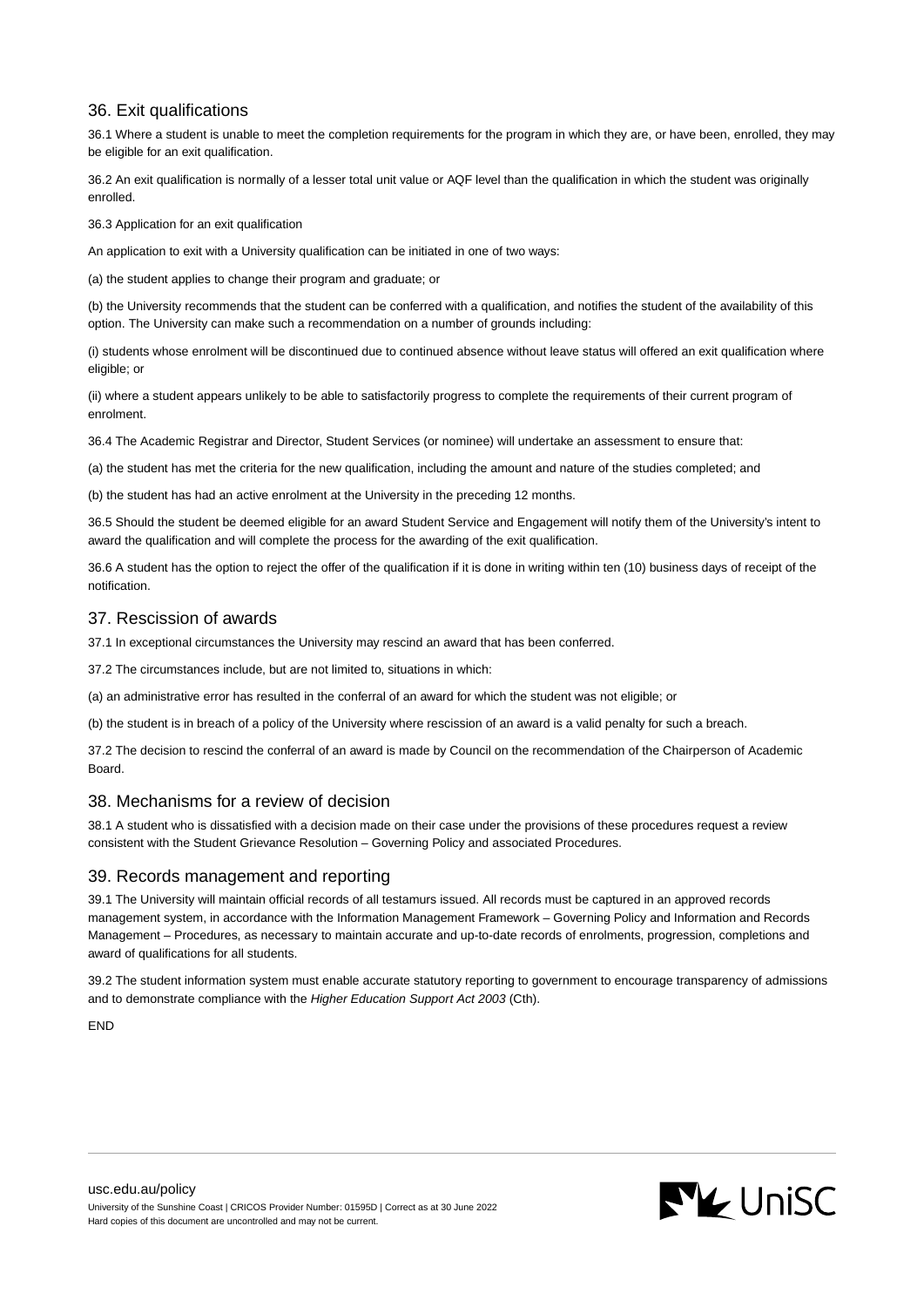## 36. Exit qualifications

36.1 Where a student is unable to meet the completion requirements for the program in which they are, or have been, enrolled, they may be eligible for an exit qualification.

36.2 An exit qualification is normally of a lesser total unit value or AQF level than the qualification in which the student was originally enrolled.

36.3 Application for an exit qualification

An application to exit with a University qualification can be initiated in one of two ways:

(a) the student applies to change their program and graduate; or

(b) the University recommends that the student can be conferred with a qualification, and notifies the student of the availability of this option. The University can make such a recommendation on a number of grounds including:

(i) students whose enrolment will be discontinued due to continued absence without leave status will offered an exit qualification where eligible; or

(ii) where a student appears unlikely to be able to satisfactorily progress to complete the requirements of their current program of enrolment.

36.4 The Academic Registrar and Director, Student Services (or nominee) will undertake an assessment to ensure that:

(a) the student has met the criteria for the new qualification, including the amount and nature of the studies completed; and

(b) the student has had an active enrolment at the University in the preceding 12 months.

36.5 Should the student be deemed eligible for an award Student Service and Engagement will notify them of the University's intent to award the qualification and will complete the process for the awarding of the exit qualification.

36.6 A student has the option to reject the offer of the qualification if it is done in writing within ten (10) business days of receipt of the notification.

## 37. Rescission of awards

37.1 In exceptional circumstances the University may rescind an award that has been conferred.

37.2 The circumstances include, but are not limited to, situations in which:

(a) an administrative error has resulted in the conferral of an award for which the student was not eligible; or

(b) the student is in breach of a policy of the University where rescission of an award is a valid penalty for such a breach.

37.2 The decision to rescind the conferral of an award is made by Council on the recommendation of the Chairperson of Academic Board.

## 38. Mechanisms for a review of decision

38.1 A student who is dissatisfied with a decision made on their case under the provisions of these procedures request a review consistent with the Student Grievance Resolution – Governing Policy and associated Procedures.

## 39. Records management and reporting

39.1 The University will maintain official records of all testamurs issued. All records must be captured in an approved records management system, in accordance with the Information Management Framework – Governing Policy and Information and Records Management – Procedures, as necessary to maintain accurate and up-to-date records of enrolments, progression, completions and award of qualifications for all students.

39.2 The student information system must enable accurate statutory reporting to government to encourage transparency of admissions and to demonstrate compliance with the *Higher Education Support Act 2003* (Cth).

END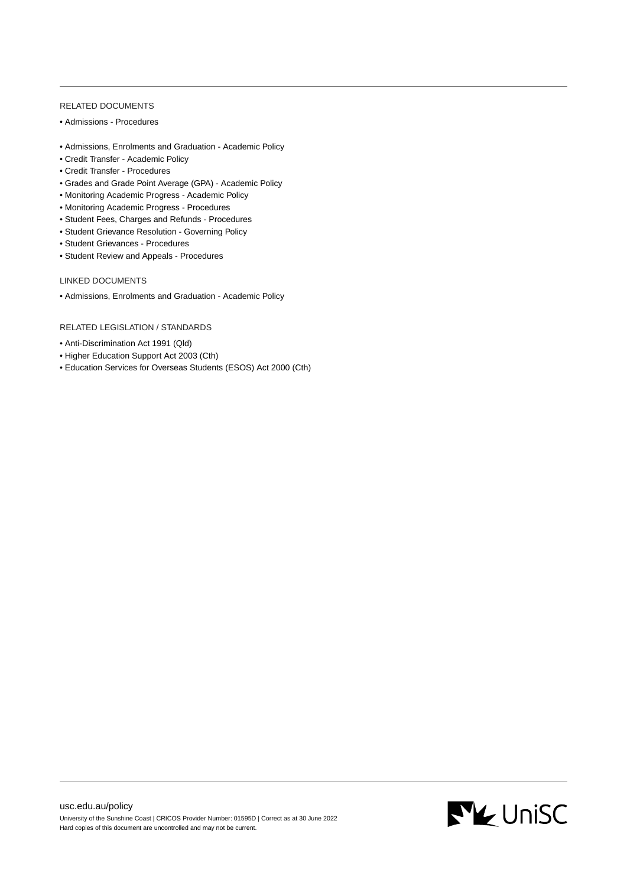## RELATED DOCUMENTS

- Admissions - Procedures
- Admissions, Enrolments and Graduation - Academic Policy
- Credit Transfer - Academic Policy
- Credit Transfer - Procedures
- Grades and Grade Point Average (GPA) - Academic Policy
- Monitoring Academic Progress - Academic Policy
- Monitoring Academic Progress - Procedures
- Student Fees, Charges and Refunds - Procedures
- Student Grievance Resolution - Governing Policy
- Student Grievances - Procedures
- Student Review and Appeals - Procedures

## LINKED DOCUMENTS

- Admissions, Enrolments and Graduation - Academic Policy

## RELATED LEGISLATION / STANDARDS

- Anti-Discrimination Act 1991 (Qld)
- Higher Education Support Act 2003 (Cth)
- Education Services for Overseas Students (ESOS) Act 2000 (Cth)